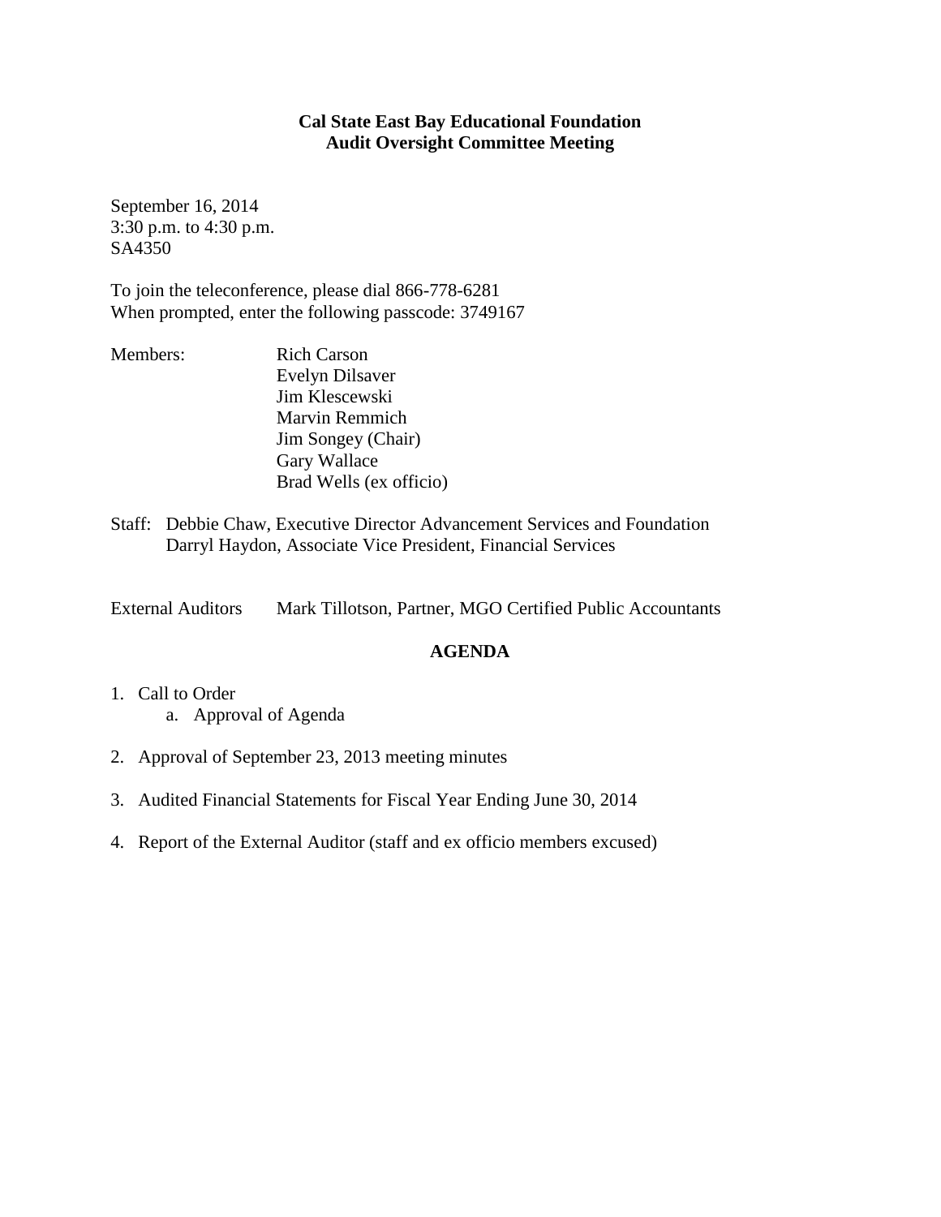# Cal State East Bay Educational Foundation
## Audit Oversight Committee Meeting

September 16, 2014
3:30 p.m. to 4:30 p.m.
SA4350

To join the teleconference, please dial 866-778-6281
When prompted, enter the following passcode: 3749167

Members:
- Rich Carson
- Evelyn Dilsaver
- Jim Klescewski
- Marvin Remmich
- Jim Songey (Chair)
- Gary Wallace
- Brad Wells (ex officio)

Staff:
- Debbie Chaw, Executive Director Advancement Services and Foundation
- Darryl Haydon, Associate Vice President, Financial Services

External Auditors: Mark Tillotson, Partner, MGO Certified Public Accountants

## AGENDA

1. Call to Order
   a. Approval of Agenda
2. Approval of September 23, 2013 meeting minutes
3. Audited Financial Statements for Fiscal Year Ending June 30, 2014
4. Report of the External Auditor (staff and ex officio members excused)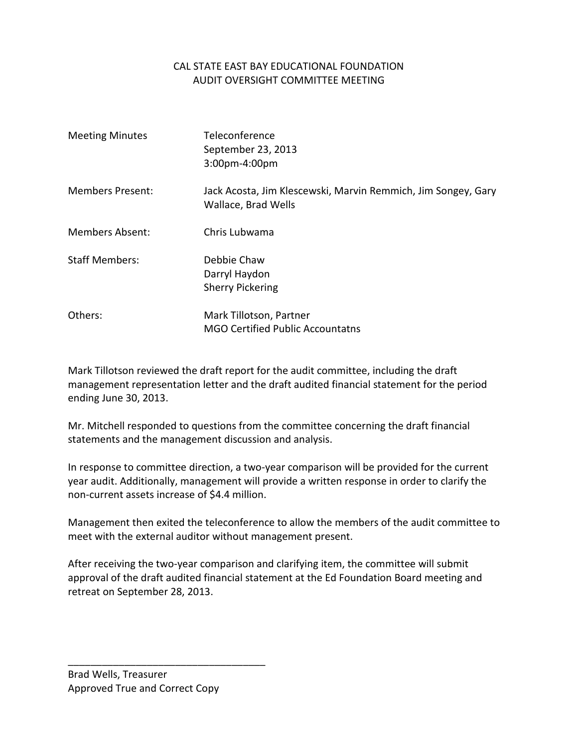CAL STATE EAST BAY EDUCATIONAL FOUNDATION
AUDIT OVERSIGHT COMMITTEE MEETING

| | |
|---|---|
| Meeting Minutes | Teleconference<br>September 23, 2013<br>3:00pm-4:00pm |
| Members Present: | Jack Acosta, Jim Klescewski, Marvin Remmich, Jim Songey, Gary Wallace, Brad Wells |
| Members Absent: | Chris Lubwama |
| Staff Members: | Debbie Chaw<br>Darryl Haydon<br>Sherry Pickering |
| Others: | Mark Tillotson, Partner<br>MGO Certified Public Accountatns |

Mark Tillotson reviewed the draft report for the audit committee, including the draft management representation letter and the draft audited financial statement for the period ending June 30, 2013.

Mr. Mitchell responded to questions from the committee concerning the draft financial statements and the management discussion and analysis.

In response to committee direction, a two-year comparison will be provided for the current year audit. Additionally, management will provide a written response in order to clarify the non-current assets increase of $4.4 million.

Management then exited the teleconference to allow the members of the audit committee to meet with the external auditor without management present.

After receiving the two-year comparison and clarifying item, the committee will submit approval of the draft audited financial statement at the Ed Foundation Board meeting and retreat on September 28, 2013.

___________________________________

Brad Wells, Treasurer
Approved True and Correct Copy